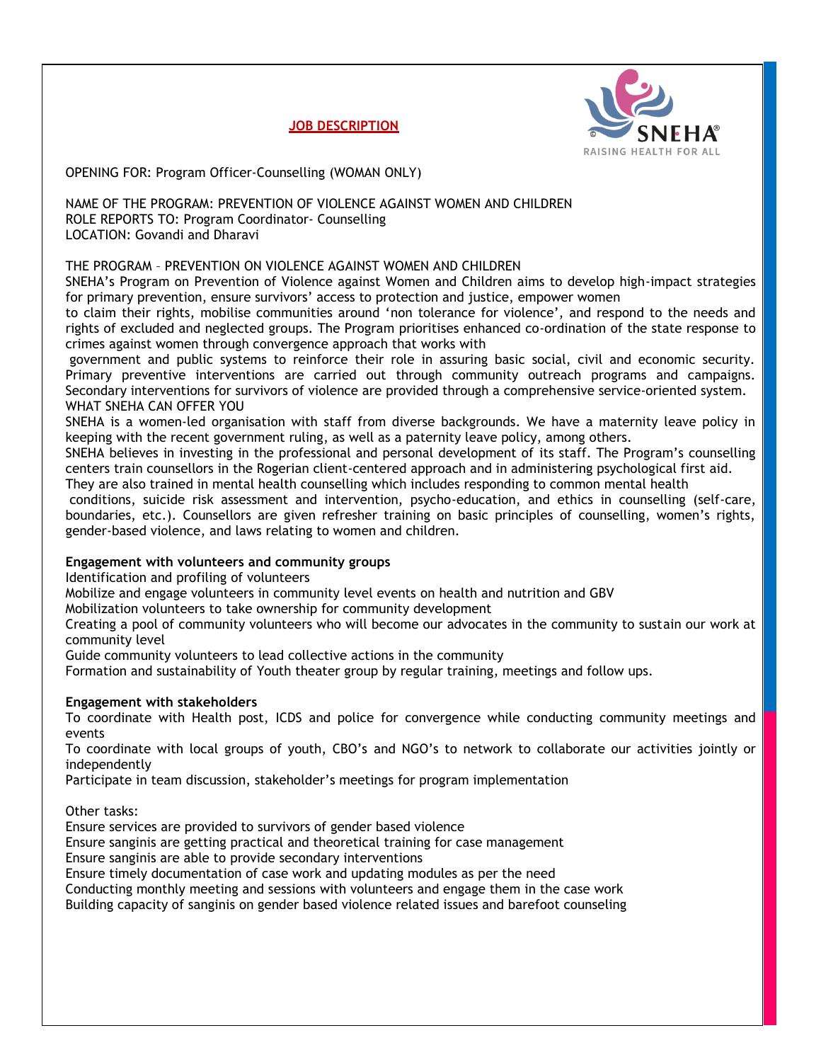**JOB DESCRIPTION**

OPENING FOR: Program Officer-Counselling (WOMAN ONLY)

NAME OF THE PROGRAM: PREVENTION OF VIOLENCE AGAINST WOMEN AND CHILDREN
ROLE REPORTS TO: Program Coordinator- Counselling
LOCATION: Govandi and Dharavi

THE PROGRAM – PREVENTION ON VIOLENCE AGAINST WOMEN AND CHILDREN
SNEHA's Program on Prevention of Violence against Women and Children aims to develop high-impact strategies for primary prevention, ensure survivors' access to protection and justice, empower women to claim their rights, mobilise communities around 'non tolerance for violence', and respond to the needs and rights of excluded and neglected groups. The Program prioritises enhanced co-ordination of the state response to crimes against women through convergence approach that works with government and public systems to reinforce their role in assuring basic social, civil and economic security. Primary preventive interventions are carried out through community outreach programs and campaigns. Secondary interventions for survivors of violence are provided through a comprehensive service-oriented system.
WHAT SNEHA CAN OFFER YOU
SNEHA is a women-led organisation with staff from diverse backgrounds. We have a maternity leave policy in keeping with the recent government ruling, as well as a paternity leave policy, among others.
SNEHA believes in investing in the professional and personal development of its staff. The Program's counselling centers train counsellors in the Rogerian client-centered approach and in administering psychological first aid. They are also trained in mental health counselling which includes responding to common mental health conditions, suicide risk assessment and intervention, psycho-education, and ethics in counselling (self-care, boundaries, etc.). Counsellors are given refresher training on basic principles of counselling, women's rights, gender-based violence, and laws relating to women and children.

**Engagement with volunteers and community groups**
Identification and profiling of volunteers
Mobilize and engage volunteers in community level events on health and nutrition and GBV
Mobilization volunteers to take ownership for community development
Creating a pool of community volunteers who will become our advocates in the community to sustain our work at community level
Guide community volunteers to lead collective actions in the community
Formation and sustainability of Youth theater group by regular training, meetings and follow ups.

**Engagement with stakeholders**
To coordinate with Health post, ICDS and police for convergence while conducting community meetings and events
To coordinate with local groups of youth, CBO's and NGO's to network to collaborate our activities jointly or independently
Participate in team discussion, stakeholder's meetings for program implementation

Other tasks:
Ensure services are provided to survivors of gender based violence
Ensure sanginis are getting practical and theoretical training for case management
Ensure sanginis are able to provide secondary interventions
Ensure timely documentation of case work and updating modules as per the need
Conducting monthly meeting and sessions with volunteers and engage them in the case work
Building capacity of sanginis on gender based violence related issues and barefoot counseling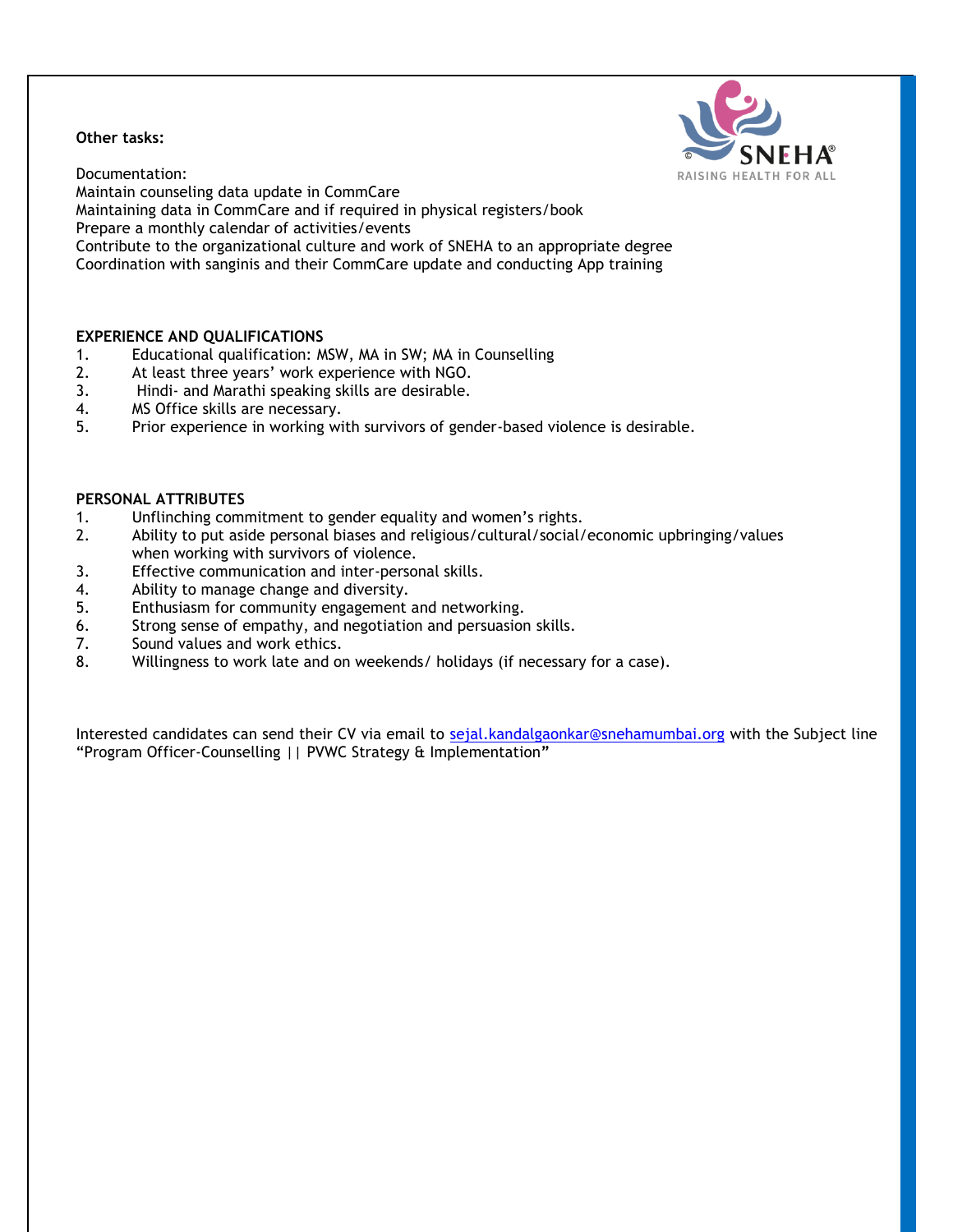**Other tasks:**

Documentation:
Maintain counseling data update in CommCare
Maintaining data in CommCare and if required in physical registers/book
Prepare a monthly calendar of activities/events
Contribute to the organizational culture and work of SNEHA to an appropriate degree
Coordination with sanginis and their CommCare update and conducting App training

**EXPERIENCE AND QUALIFICATIONS**

1. Educational qualification: MSW, MA in SW; MA in Counselling
2. At least three years' work experience with NGO.
3. Hindi- and Marathi speaking skills are desirable.
4. MS Office skills are necessary.
5. Prior experience in working with survivors of gender-based violence is desirable.

**PERSONAL ATTRIBUTES**

1. Unflinching commitment to gender equality and women's rights.
2. Ability to put aside personal biases and religious/cultural/social/economic upbringing/values when working with survivors of violence.
3. Effective communication and inter-personal skills.
4. Ability to manage change and diversity.
5. Enthusiasm for community engagement and networking.
6. Strong sense of empathy, and negotiation and persuasion skills.
7. Sound values and work ethics.
8. Willingness to work late and on weekends/ holidays (if necessary for a case).

Interested candidates can send their CV via email to sejal.kandalgaonkar@snehamumbai.org with the Subject line "Program Officer-Counselling || PVWC Strategy & Implementation"